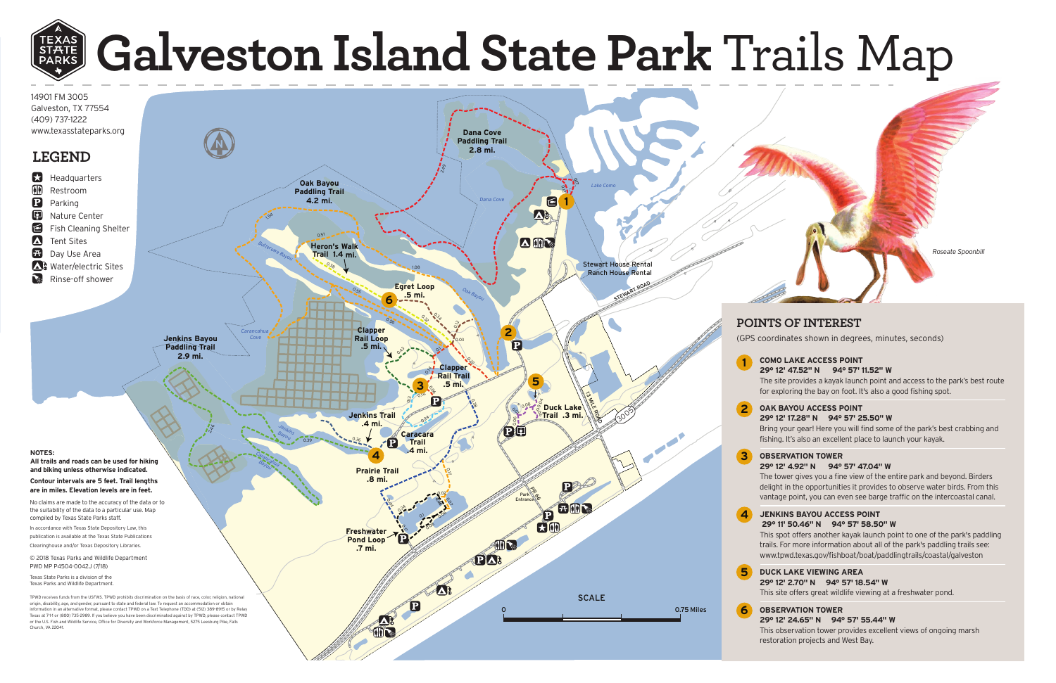# Galveston Island State Park Trails Map

14901 FM 3005
Galveston, TX 77554
(409) 737-1222
www.texasstateparks.org

## LEGEND

- Headquarters
- Restroom
- Parking
- Nature Center
- Fish Cleaning Shelter
- Tent Sites
- Day Use Area
- Water/electric Sites
- Rinse-off shower

Dana Cove Paddling Trail 2.8 mi.

Oak Bayou Paddling Trail 4.2 mi.

Heron's Walk Trail 1.4 mi.

Egret Loop .5 mi.

Clapper Rail Loop .5 mi.

Clapper Rail Trail .5 mi.

Jenkins Bayou Paddling Trail 2.9 mi.

Jenkins Trail .4 mi.

Caracara Trail .4 mi.

Prairie Trail .8 mi.

Duck Lake Trail .3 mi.

Freshwater Pond Loop .7 mi.

Stewart House Rental
Ranch House Rental

SCALE 0 – 0.75 Miles

*Roseate Spoonbill*

**NOTES:**

**All trails and roads can be used for hiking and biking unless otherwise indicated.**

**Contour intervals are 5 feet. Trail lengths are in miles. Elevation levels are in feet.**

No claims are made to the accuracy of the data or to the suitability of the data to a particular use. Map compiled by Texas State Parks staff.

In accordance with Texas State Depository Law, this publication is available at the Texas State Publications Clearinghouse and/or Texas Depository Libraries.

© 2018 Texas Parks and Wildlife Department
PWD MP P4504-0042J (7/18)

Texas State Parks is a division of the Texas Parks and Wildlife Department.

TPWD receives funds from the USFWS. TPWD prohibits discrimination on the basis of race, color, religion, national origin, disability, age, and gender, pursuant to state and federal law. To request an accommodation or obtain information in an alternative format, please contact TPWD on a Text Telephone (TDD) at (512) 389-8915 or by Relay Texas at 7-1-1 or (800) 735-2989. If you believe you have been discriminated against by TPWD, please contact TPWD or the U.S. Fish and Wildlife Service, Office for Diversity and Workforce Management, 5275 Leesburg Pike, Falls Church, VA 22041.

## POINTS OF INTEREST

(GPS coordinates shown in degrees, minutes, seconds)

**1 COMO LAKE ACCESS POINT**
**29° 12' 47.52" N 94° 57' 11.52" W**
The site provides a kayak launch point and access to the park's best route for exploring the bay on foot. It's also a good fishing spot.

**2 OAK BAYOU ACCESS POINT**
**29° 12' 17.28" N 94° 57' 25.50" W**
Bring your gear! Here you will find some of the park's best crabbing and fishing. It's also an excellent place to launch your kayak.

**3 OBSERVATION TOWER**
**29° 12' 4.92" N 94° 57' 47.04" W**
The tower gives you a fine view of the entire park and beyond. Birders delight in the opportunities it provides to observe water birds. From this vantage point, you can even see barge traffic on the intercoastal canal.

**4 JENKINS BAYOU ACCESS POINT**
**29° 11' 50.46" N 94° 57' 58.50" W**
This spot offers another kayak launch point to one of the park's paddling trails. For more information about all of the park's paddling trails see: www.tpwd.texas.gov/fishboat/boat/paddlingtrails/coastal/galveston

**5 DUCK LAKE VIEWING AREA**
**29° 12' 2.70" N 94° 57' 18.54" W**
This site offers great wildlife viewing at a freshwater pond.

**6 OBSERVATION TOWER**
**29° 12' 24.65" N 94° 57' 55.44" W**
This observation tower provides excellent views of ongoing marsh restoration projects and West Bay.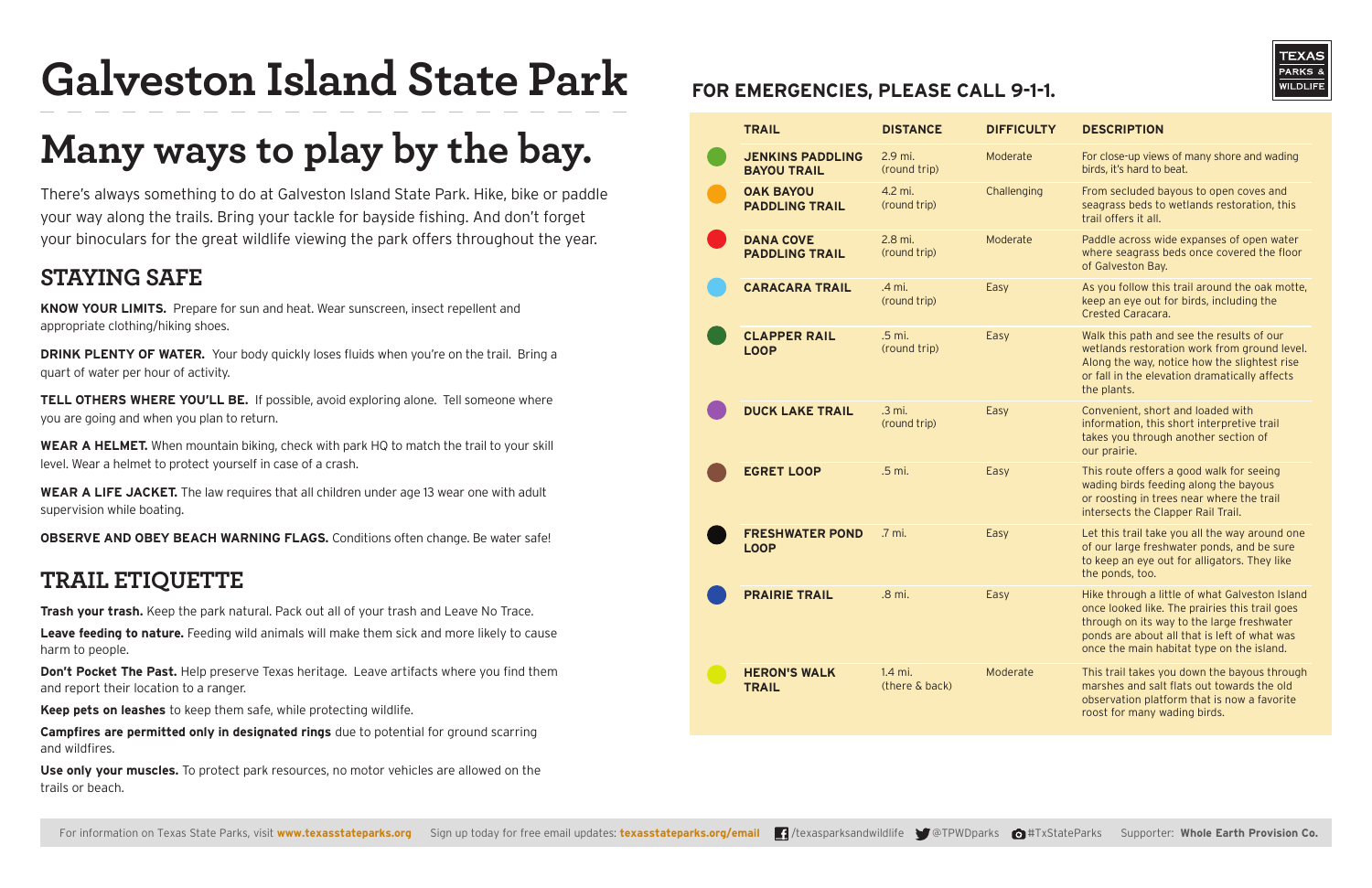# Galveston Island State Park

# Many ways to play by the bay.

There's always something to do at Galveston Island State Park. Hike, bike or paddle your way along the trails. Bring your tackle for bayside fishing. And don't forget your binoculars for the great wildlife viewing the park offers throughout the year.

## STAYING SAFE

**KNOW YOUR LIMITS.** Prepare for sun and heat. Wear sunscreen, insect repellent and appropriate clothing/hiking shoes.

**DRINK PLENTY OF WATER.** Your body quickly loses fluids when you're on the trail. Bring a quart of water per hour of activity.

**TELL OTHERS WHERE YOU'LL BE.** If possible, avoid exploring alone. Tell someone where you are going and when you plan to return.

**WEAR A HELMET.** When mountain biking, check with park HQ to match the trail to your skill level. Wear a helmet to protect yourself in case of a crash.

**WEAR A LIFE JACKET.** The law requires that all children under age 13 wear one with adult supervision while boating.

**OBSERVE AND OBEY BEACH WARNING FLAGS.** Conditions often change. Be water safe!

## TRAIL ETIQUETTE

**Trash your trash.** Keep the park natural. Pack out all of your trash and Leave No Trace.

**Leave feeding to nature.** Feeding wild animals will make them sick and more likely to cause harm to people.

**Don't Pocket The Past.** Help preserve Texas heritage. Leave artifacts where you find them and report their location to a ranger.

**Keep pets on leashes** to keep them safe, while protecting wildlife.

**Campfires are permitted only in designated rings** due to potential for ground scarring and wildfires.

**Use only your muscles.** To protect park resources, no motor vehicles are allowed on the trails or beach.

## FOR EMERGENCIES, PLEASE CALL 9-1-1.

| TRAIL | DISTANCE | DIFFICULTY | DESCRIPTION |
|---|---|---|---|
| JENKINS PADDLING BAYOU TRAIL | 2.9 mi. (round trip) | Moderate | For close-up views of many shore and wading birds, it's hard to beat. |
| OAK BAYOU PADDLING TRAIL | 4.2 mi. (round trip) | Challenging | From secluded bayous to open coves and seagrass beds to wetlands restoration, this trail offers it all. |
| DANA COVE PADDLING TRAIL | 2.8 mi. (round trip) | Moderate | Paddle across wide expanses of open water where seagrass beds once covered the floor of Galveston Bay. |
| CARACARA TRAIL | .4 mi. (round trip) | Easy | As you follow this trail around the oak motte, keep an eye out for birds, including the Crested Caracara. |
| CLAPPER RAIL LOOP | .5 mi. (round trip) | Easy | Walk this path and see the results of our wetlands restoration work from ground level. Along the way, notice how the slightest rise or fall in the elevation dramatically affects the plants. |
| DUCK LAKE TRAIL | .3 mi. (round trip) | Easy | Convenient, short and loaded with information, this short interpretive trail takes you through another section of our prairie. |
| EGRET LOOP | .5 mi. | Easy | This route offers a good walk for seeing wading birds feeding along the bayous or roosting in trees near where the trail intersects the Clapper Rail Trail. |
| FRESHWATER POND LOOP | .7 mi. | Easy | Let this trail take you all the way around one of our large freshwater ponds, and be sure to keep an eye out for alligators. They like the ponds, too. |
| PRAIRIE TRAIL | .8 mi. | Easy | Hike through a little of what Galveston Island once looked like. The prairies this trail goes through on its way to the large freshwater ponds are about all that is left of what was once the main habitat type on the island. |
| HERON'S WALK TRAIL | 1.4 mi. (there & back) | Moderate | This trail takes you down the bayous through marshes and salt flats out towards the old observation platform that is now a favorite roost for many wading birds. |

For information on Texas State Parks, visit **www.texasstateparks.org** Sign up today for free email updates: **texasstateparks.org/email** /texasparksandwildlife @TPWDparks #TxStateParks Supporter: **Whole Earth Provision Co.**